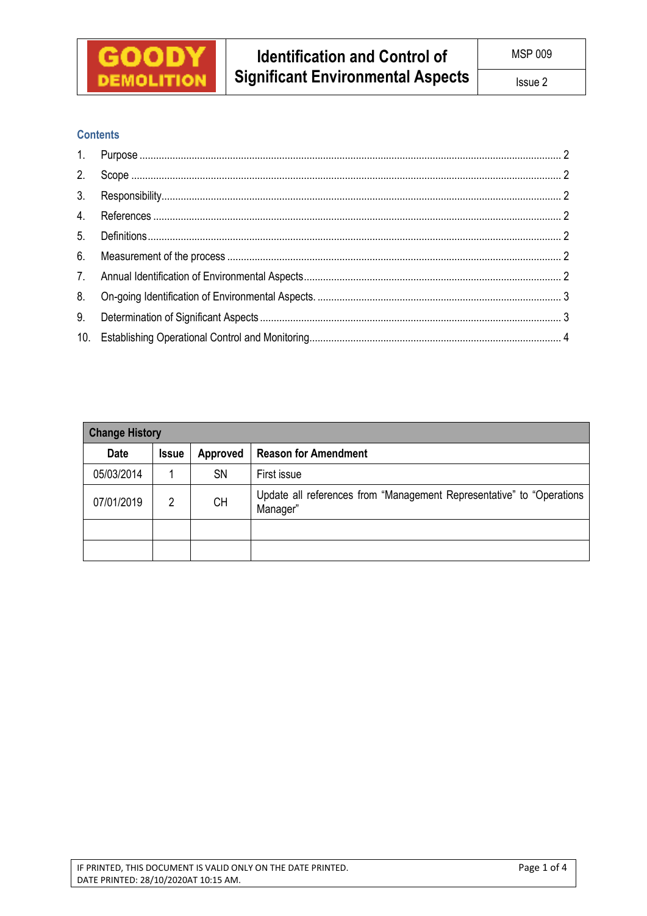| GOODY DEMOLITION | Identification and Control of Significant Environmental Aspects | MSP 009 |
|---|---|---|
| | | Issue 2 |

## Contents

1. Purpose ........ 2
2. Scope ........ 2
3. Responsibility ........ 2
4. References ........ 2
5. Definitions ........ 2
6. Measurement of the process ........ 2
7. Annual Identification of Environmental Aspects ........ 2
8. On-going Identification of Environmental Aspects. ........ 3
9. Determination of Significant Aspects ........ 3
10. Establishing Operational Control and Monitoring ........ 4

| Change History | | | |
|---|---|---|---|
| **Date** | **Issue** | **Approved** | **Reason for Amendment** |
| 05/03/2014 | 1 | SN | First issue |
| 07/01/2019 | 2 | CH | Update all references from "Management Representative" to "Operations Manager" |
| | | | |
| | | | |

IF PRINTED, THIS DOCUMENT IS VALID ONLY ON THE DATE PRINTED.
DATE PRINTED: 28/10/2020AT 10:15 AM.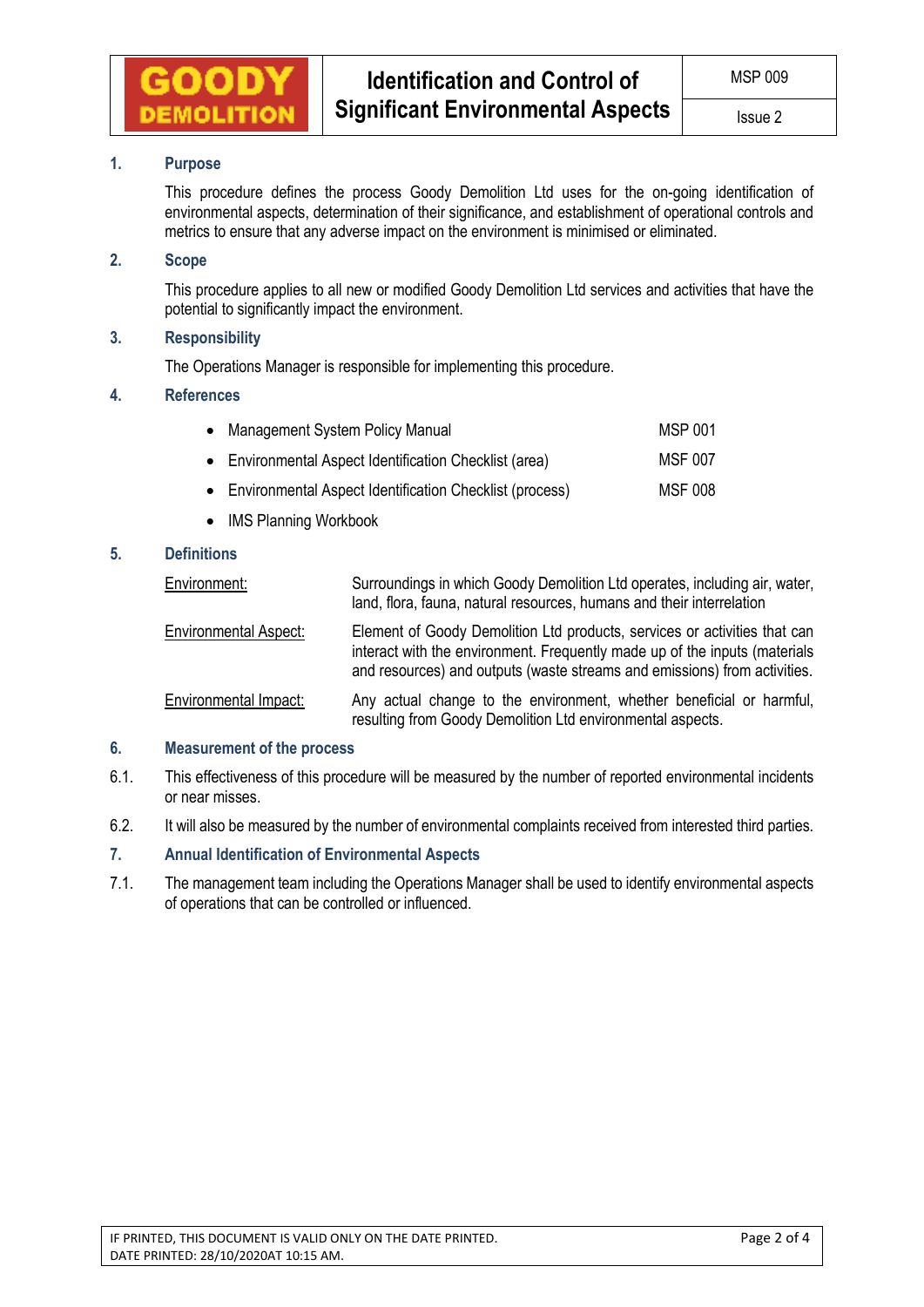| GOODY DEMOLITION | Identification and Control of Significant Environmental Aspects | MSP 009 |
|---|---|---|
| | | Issue 2 |

## 1. Purpose

This procedure defines the process Goody Demolition Ltd uses for the on-going identification of environmental aspects, determination of their significance, and establishment of operational controls and metrics to ensure that any adverse impact on the environment is minimised or eliminated.

## 2. Scope

This procedure applies to all new or modified Goody Demolition Ltd services and activities that have the potential to significantly impact the environment.

## 3. Responsibility

The Operations Manager is responsible for implementing this procedure.

## 4. References

| | |
|---|---|
| • Management System Policy Manual | MSP 001 |
| • Environmental Aspect Identification Checklist (area) | MSF 007 |
| • Environmental Aspect Identification Checklist (process) | MSF 008 |
| • IMS Planning Workbook | |

## 5. Definitions

| | |
|---|---|
| Environment: | Surroundings in which Goody Demolition Ltd operates, including air, water, land, flora, fauna, natural resources, humans and their interrelation |
| Environmental Aspect: | Element of Goody Demolition Ltd products, services or activities that can interact with the environment. Frequently made up of the inputs (materials and resources) and outputs (waste streams and emissions) from activities. |
| Environmental Impact: | Any actual change to the environment, whether beneficial or harmful, resulting from Goody Demolition Ltd environmental aspects. |

## 6. Measurement of the process

6.1. This effectiveness of this procedure will be measured by the number of reported environmental incidents or near misses.

6.2. It will also be measured by the number of environmental complaints received from interested third parties.

## 7. Annual Identification of Environmental Aspects

7.1. The management team including the Operations Manager shall be used to identify environmental aspects of operations that can be controlled or influenced.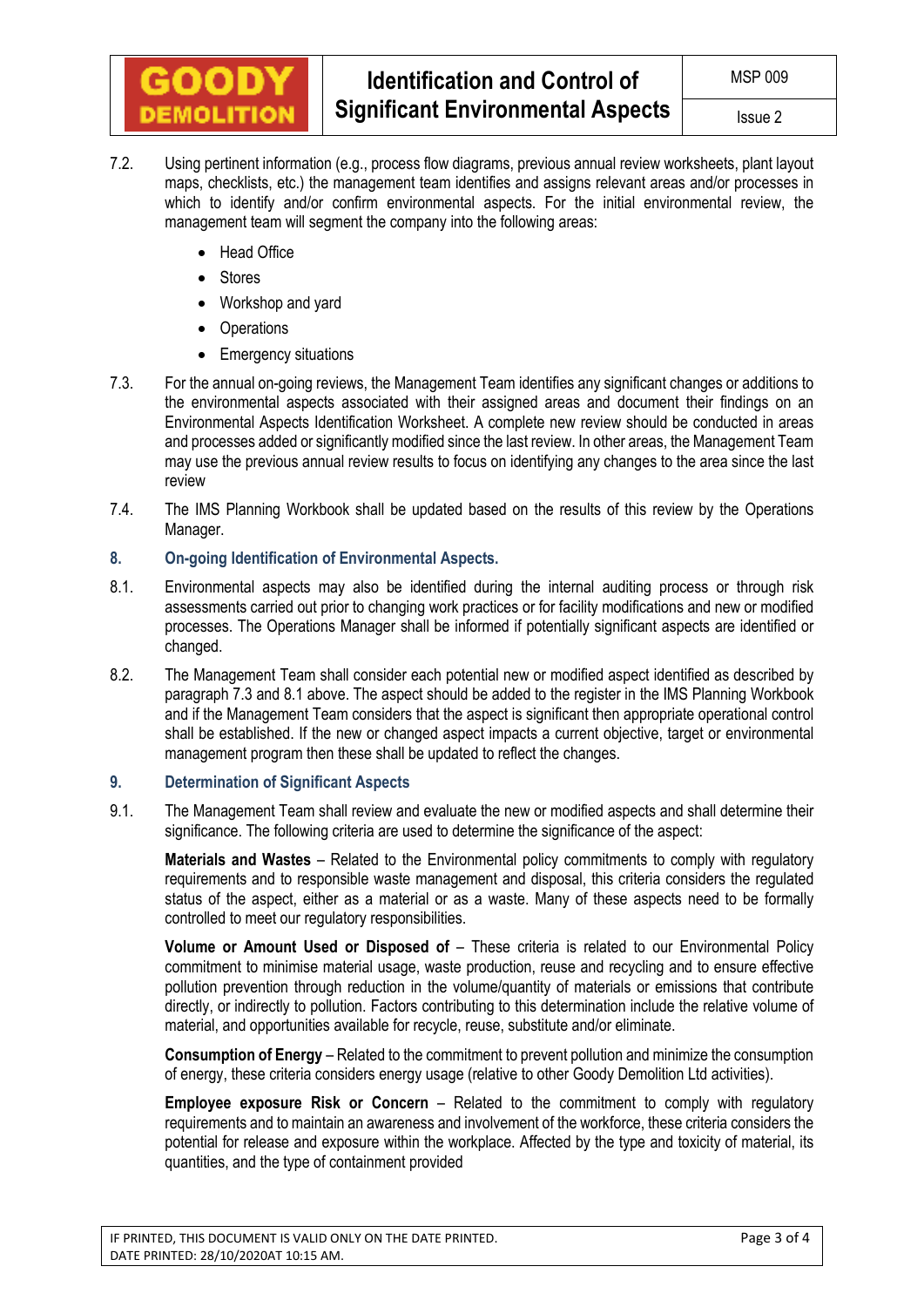7.2. Using pertinent information (e.g., process flow diagrams, previous annual review worksheets, plant layout maps, checklists, etc.) the management team identifies and assigns relevant areas and/or processes in which to identify and/or confirm environmental aspects. For the initial environmental review, the management team will segment the company into the following areas:

- Head Office
- Stores
- Workshop and yard
- Operations
- Emergency situations

7.3. For the annual on-going reviews, the Management Team identifies any significant changes or additions to the environmental aspects associated with their assigned areas and document their findings on an Environmental Aspects Identification Worksheet. A complete new review should be conducted in areas and processes added or significantly modified since the last review. In other areas, the Management Team may use the previous annual review results to focus on identifying any changes to the area since the last review

7.4. The IMS Planning Workbook shall be updated based on the results of this review by the Operations Manager.

## 8. On-going Identification of Environmental Aspects.

8.1. Environmental aspects may also be identified during the internal auditing process or through risk assessments carried out prior to changing work practices or for facility modifications and new or modified processes. The Operations Manager shall be informed if potentially significant aspects are identified or changed.

8.2. The Management Team shall consider each potential new or modified aspect identified as described by paragraph 7.3 and 8.1 above. The aspect should be added to the register in the IMS Planning Workbook and if the Management Team considers that the aspect is significant then appropriate operational control shall be established. If the new or changed aspect impacts a current objective, target or environmental management program then these shall be updated to reflect the changes.

## 9. Determination of Significant Aspects

9.1. The Management Team shall review and evaluate the new or modified aspects and shall determine their significance. The following criteria are used to determine the significance of the aspect:

**Materials and Wastes** – Related to the Environmental policy commitments to comply with regulatory requirements and to responsible waste management and disposal, this criteria considers the regulated status of the aspect, either as a material or as a waste. Many of these aspects need to be formally controlled to meet our regulatory responsibilities.

**Volume or Amount Used or Disposed of** – These criteria is related to our Environmental Policy commitment to minimise material usage, waste production, reuse and recycling and to ensure effective pollution prevention through reduction in the volume/quantity of materials or emissions that contribute directly, or indirectly to pollution. Factors contributing to this determination include the relative volume of material, and opportunities available for recycle, reuse, substitute and/or eliminate.

**Consumption of Energy** – Related to the commitment to prevent pollution and minimize the consumption of energy, these criteria considers energy usage (relative to other Goody Demolition Ltd activities).

**Employee exposure Risk or Concern** – Related to the commitment to comply with regulatory requirements and to maintain an awareness and involvement of the workforce, these criteria considers the potential for release and exposure within the workplace. Affected by the type and toxicity of material, its quantities, and the type of containment provided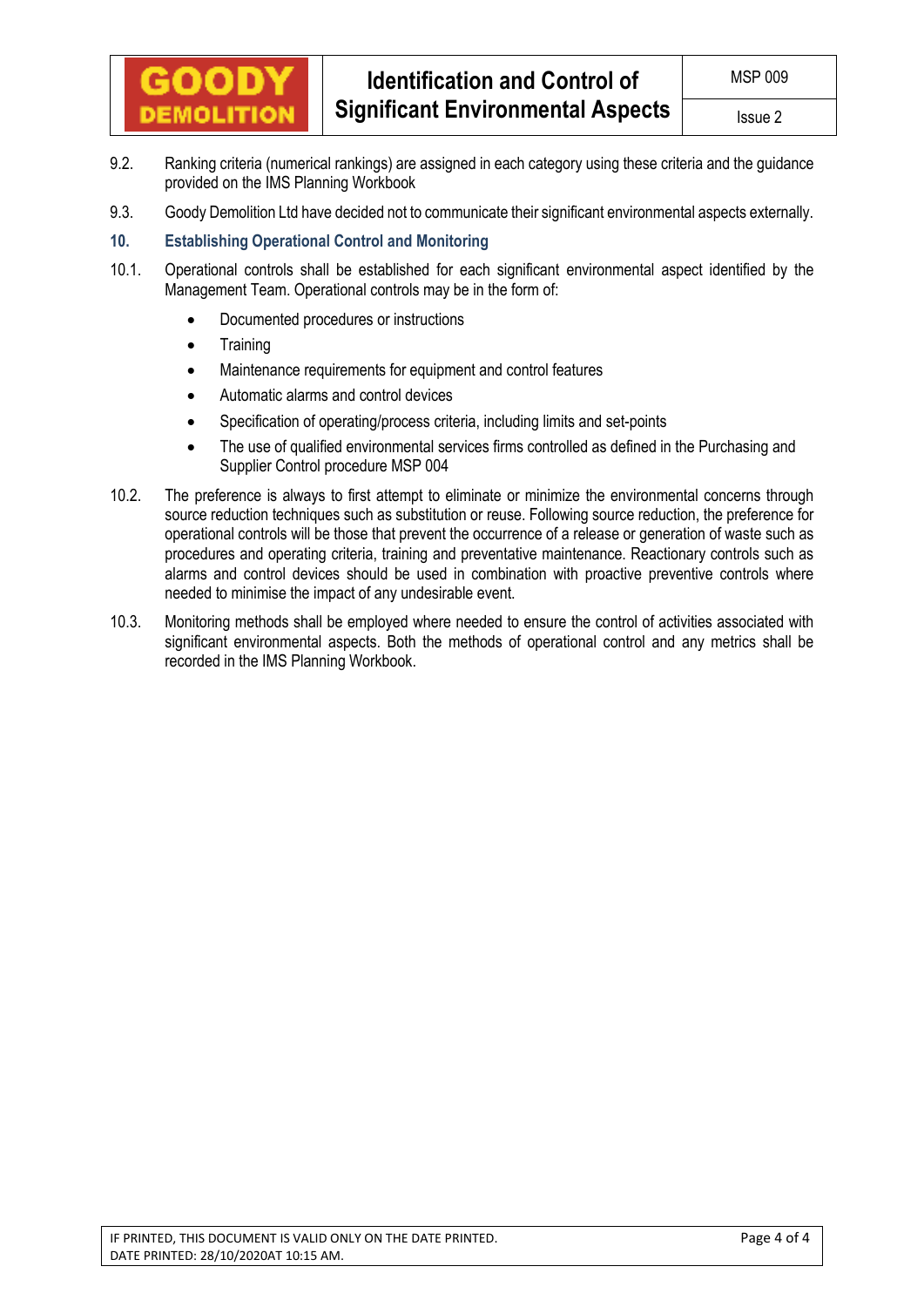9.2. Ranking criteria (numerical rankings) are assigned in each category using these criteria and the guidance provided on the IMS Planning Workbook

9.3. Goody Demolition Ltd have decided not to communicate their significant environmental aspects externally.

## 10. Establishing Operational Control and Monitoring

10.1. Operational controls shall be established for each significant environmental aspect identified by the Management Team. Operational controls may be in the form of:

- Documented procedures or instructions
- Training
- Maintenance requirements for equipment and control features
- Automatic alarms and control devices
- Specification of operating/process criteria, including limits and set-points
- The use of qualified environmental services firms controlled as defined in the Purchasing and Supplier Control procedure MSP 004

10.2. The preference is always to first attempt to eliminate or minimize the environmental concerns through source reduction techniques such as substitution or reuse. Following source reduction, the preference for operational controls will be those that prevent the occurrence of a release or generation of waste such as procedures and operating criteria, training and preventative maintenance. Reactionary controls such as alarms and control devices should be used in combination with proactive preventive controls where needed to minimise the impact of any undesirable event.

10.3. Monitoring methods shall be employed where needed to ensure the control of activities associated with significant environmental aspects. Both the methods of operational control and any metrics shall be recorded in the IMS Planning Workbook.